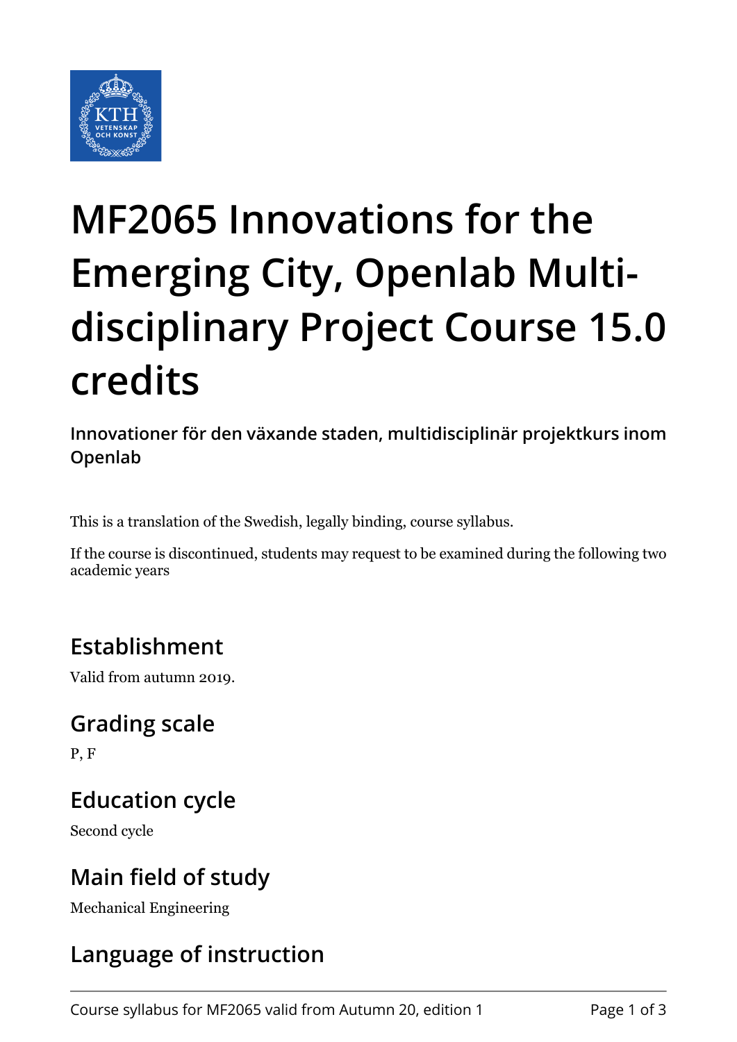# MF2065 Innovations for the Emerging City, Openlab Multi-disciplinary Project Course 15.0 credits

**Innovationer för den växande staden, multidisciplinär projektkurs inom Openlab**

This is a translation of the Swedish, legally binding, course syllabus.

If the course is discontinued, students may request to be examined during the following two academic years

## Establishment

Valid from autumn 2019.

## Grading scale

P, F

## Education cycle

Second cycle

## Main field of study

Mechanical Engineering

## Language of instruction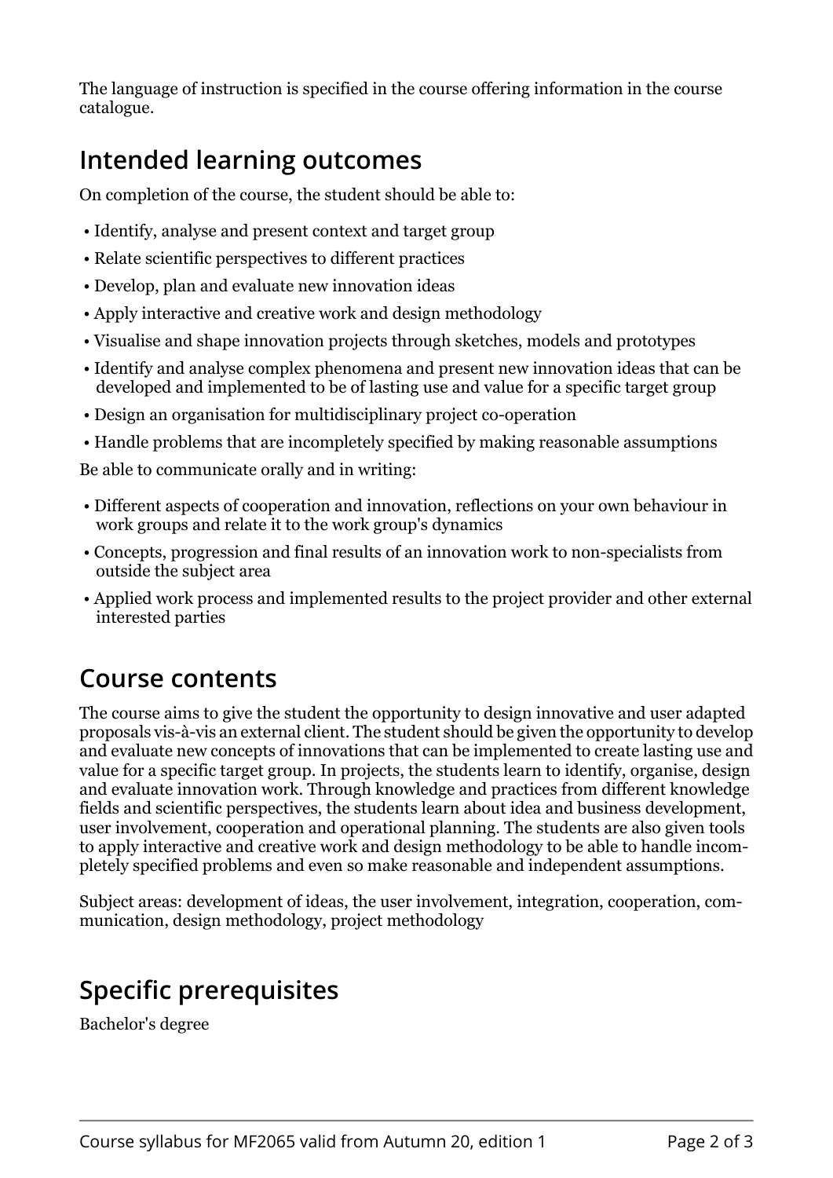The language of instruction is specified in the course offering information in the course catalogue.

## Intended learning outcomes

On completion of the course, the student should be able to:

- Identify, analyse and present context and target group
- Relate scientific perspectives to different practices
- Develop, plan and evaluate new innovation ideas
- Apply interactive and creative work and design methodology
- Visualise and shape innovation projects through sketches, models and prototypes
- Identify and analyse complex phenomena and present new innovation ideas that can be developed and implemented to be of lasting use and value for a specific target group
- Design an organisation for multidisciplinary project co-operation
- Handle problems that are incompletely specified by making reasonable assumptions

Be able to communicate orally and in writing:

- Different aspects of cooperation and innovation, reflections on your own behaviour in work groups and relate it to the work group's dynamics
- Concepts, progression and final results of an innovation work to non-specialists from outside the subject area
- Applied work process and implemented results to the project provider and other external interested parties

## Course contents

The course aims to give the student the opportunity to design innovative and user adapted proposals vis-à-vis an external client. The student should be given the opportunity to develop and evaluate new concepts of innovations that can be implemented to create lasting use and value for a specific target group. In projects, the students learn to identify, organise, design and evaluate innovation work. Through knowledge and practices from different knowledge fields and scientific perspectives, the students learn about idea and business development, user involvement, cooperation and operational planning. The students are also given tools to apply interactive and creative work and design methodology to be able to handle incompletely specified problems and even so make reasonable and independent assumptions.

Subject areas: development of ideas, the user involvement, integration, cooperation, communication, design methodology, project methodology

## Specific prerequisites

Bachelor's degree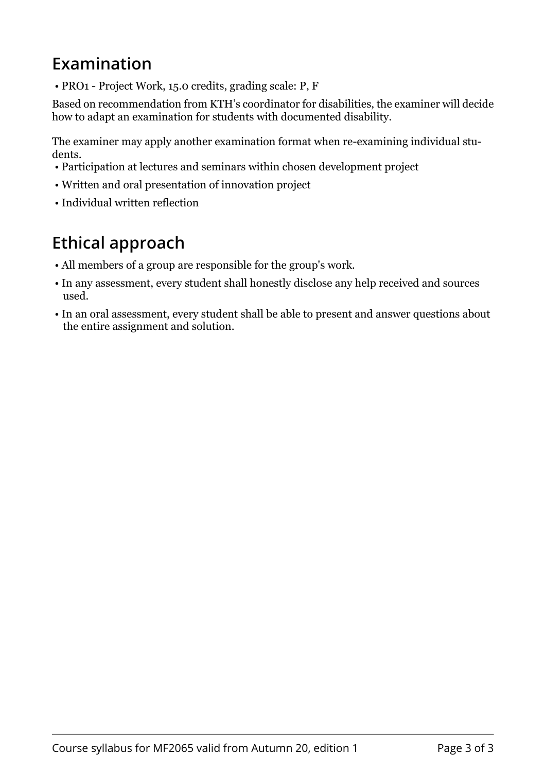## Examination

- PRO1 - Project Work, 15.0 credits, grading scale: P, F

Based on recommendation from KTH's coordinator for disabilities, the examiner will decide how to adapt an examination for students with documented disability.

The examiner may apply another examination format when re-examining individual students.

- Participation at lectures and seminars within chosen development project
- Written and oral presentation of innovation project
- Individual written reflection

## Ethical approach

- All members of a group are responsible for the group's work.
- In any assessment, every student shall honestly disclose any help received and sources used.
- In an oral assessment, every student shall be able to present and answer questions about the entire assignment and solution.